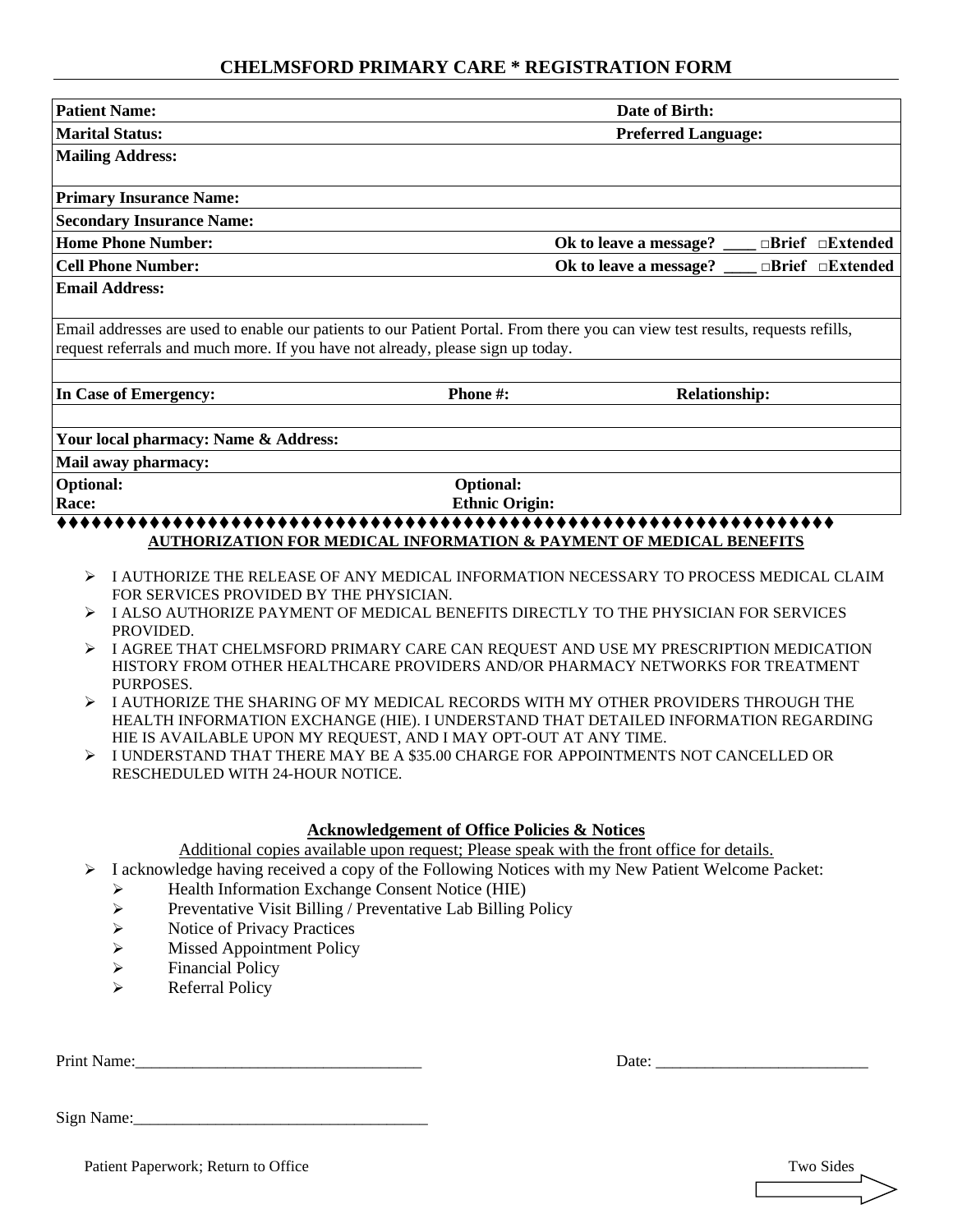# CHELMSFORD PRIMARY CARE * REGISTRATION FORM

| | | |
|---|---|---|
| **Patient Name:** | | **Date of Birth:** |
| **Marital Status:** | | **Preferred Language:** |
| **Mailing Address:** | | |
| **Primary Insurance Name:** | | |
| **Secondary Insurance Name:** | | |
| **Home Phone Number:** | | **Ok to leave a message? ____ □Brief □Extended** |
| **Cell Phone Number:** | | **Ok to leave a message? ____ □Brief □Extended** |
| **Email Address:** | | |
| Email addresses are used to enable our patients to our Patient Portal. From there you can view test results, requests refills, request referrals and much more. If you have not already, please sign up today. | | |
| | | |
| **In Case of Emergency:** | **Phone #:** | **Relationship:** |
| | | |
| **Your local pharmacy: Name & Address:** | | |
| **Mail away pharmacy:** | | |
| **Optional: Race:** | **Optional: Ethnic Origin:** | |

♦♦♦♦♦♦♦♦♦♦♦♦♦♦♦♦♦♦♦♦♦♦♦♦♦♦♦♦♦♦♦♦♦♦♦♦♦♦♦♦♦♦♦♦♦♦♦♦♦♦♦♦♦♦♦♦♦♦♦♦♦♦♦♦♦♦♦♦

## AUTHORIZATION FOR MEDICAL INFORMATION & PAYMENT OF MEDICAL BENEFITS

- I AUTHORIZE THE RELEASE OF ANY MEDICAL INFORMATION NECESSARY TO PROCESS MEDICAL CLAIM FOR SERVICES PROVIDED BY THE PHYSICIAN.
- I ALSO AUTHORIZE PAYMENT OF MEDICAL BENEFITS DIRECTLY TO THE PHYSICIAN FOR SERVICES PROVIDED.
- I AGREE THAT CHELMSFORD PRIMARY CARE CAN REQUEST AND USE MY PRESCRIPTION MEDICATION HISTORY FROM OTHER HEALTHCARE PROVIDERS AND/OR PHARMACY NETWORKS FOR TREATMENT PURPOSES.
- I AUTHORIZE THE SHARING OF MY MEDICAL RECORDS WITH MY OTHER PROVIDERS THROUGH THE HEALTH INFORMATION EXCHANGE (HIE). I UNDERSTAND THAT DETAILED INFORMATION REGARDING HIE IS AVAILABLE UPON MY REQUEST, AND I MAY OPT-OUT AT ANY TIME.
- I UNDERSTAND THAT THERE MAY BE A $35.00 CHARGE FOR APPOINTMENTS NOT CANCELLED OR RESCHEDULED WITH 24-HOUR NOTICE.

## Acknowledgement of Office Policies & Notices

Additional copies available upon request; Please speak with the front office for details.

- I acknowledge having received a copy of the Following Notices with my New Patient Welcome Packet:
  - Health Information Exchange Consent Notice (HIE)
  - Preventative Visit Billing / Preventative Lab Billing Policy
  - Notice of Privacy Practices
  - Missed Appointment Policy
  - Financial Policy
  - Referral Policy

Print Name:___________________________________ Date: __________________________

Sign Name:____________________________________

Patient Paperwork; Return to Office

Two Sides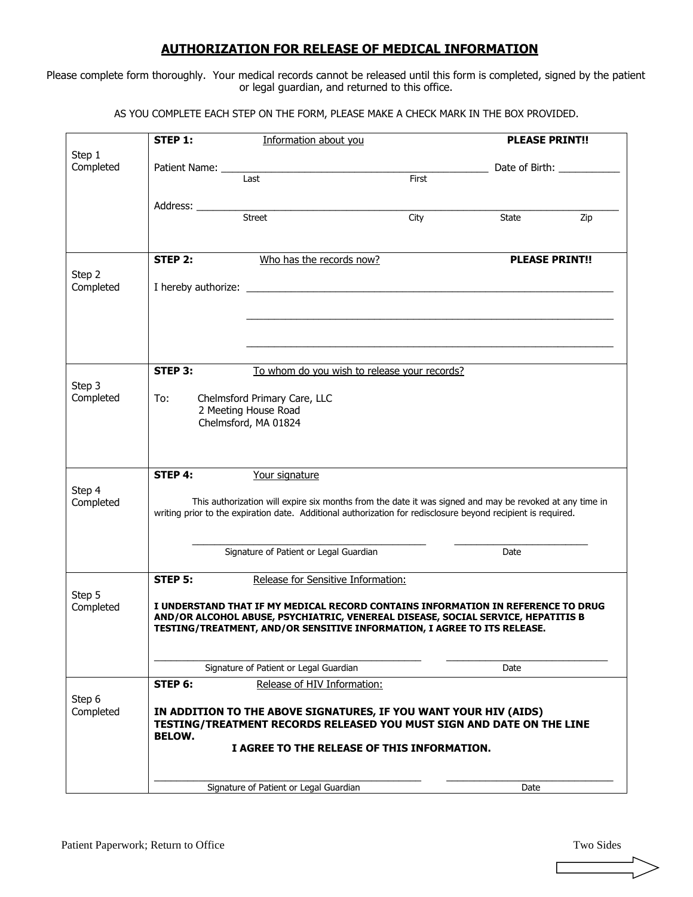# AUTHORIZATION FOR RELEASE OF MEDICAL INFORMATION

Please complete form thoroughly. Your medical records cannot be released until this form is completed, signed by the patient or legal guardian, and returned to this office.

AS YOU COMPLETE EACH STEP ON THE FORM, PLEASE MAKE A CHECK MARK IN THE BOX PROVIDED.

| | |
|---|---|
| Step 1 Completed | **STEP 1:** Information about you **PLEASE PRINT!!**<br><br>Patient Name: ______________________________ Date of Birth: __________<br>Last First<br><br>Address: __________________________________________<br>Street City State Zip |
| Step 2 Completed | **STEP 2:** Who has the records now? **PLEASE PRINT!!**<br><br>I hereby authorize: ______________________________<br>______________________________<br>______________________________ |
| Step 3 Completed | **STEP 3:** To whom do you wish to release your records?<br><br>To: Chelmsford Primary Care, LLC<br>2 Meeting House Road<br>Chelmsford, MA 01824 |
| Step 4 Completed | **STEP 4:** Your signature<br><br>This authorization will expire six months from the date it was signed and may be revoked at any time in writing prior to the expiration date. Additional authorization for redisclosure beyond recipient is required.<br><br>______________________________ ______________<br>Signature of Patient or Legal Guardian Date |
| Step 5 Completed | **STEP 5:** Release for Sensitive Information:<br><br>**I UNDERSTAND THAT IF MY MEDICAL RECORD CONTAINS INFORMATION IN REFERENCE TO DRUG AND/OR ALCOHOL ABUSE, PSYCHIATRIC, VENEREAL DISEASE, SOCIAL SERVICE, HEPATITIS B TESTING/TREATMENT, AND/OR SENSITIVE INFORMATION, I AGREE TO ITS RELEASE.**<br><br>______________________________ ______________<br>Signature of Patient or Legal Guardian Date |
| Step 6 Completed | **STEP 6:** Release of HIV Information:<br><br>**IN ADDITION TO THE ABOVE SIGNATURES, IF YOU WANT YOUR HIV (AIDS) TESTING/TREATMENT RECORDS RELEASED YOU MUST SIGN AND DATE ON THE LINE BELOW.**<br>**I AGREE TO THE RELEASE OF THIS INFORMATION.**<br><br>______________________________ ______________<br>Signature of Patient or Legal Guardian Date |

Patient Paperwork; Return to Office Two Sides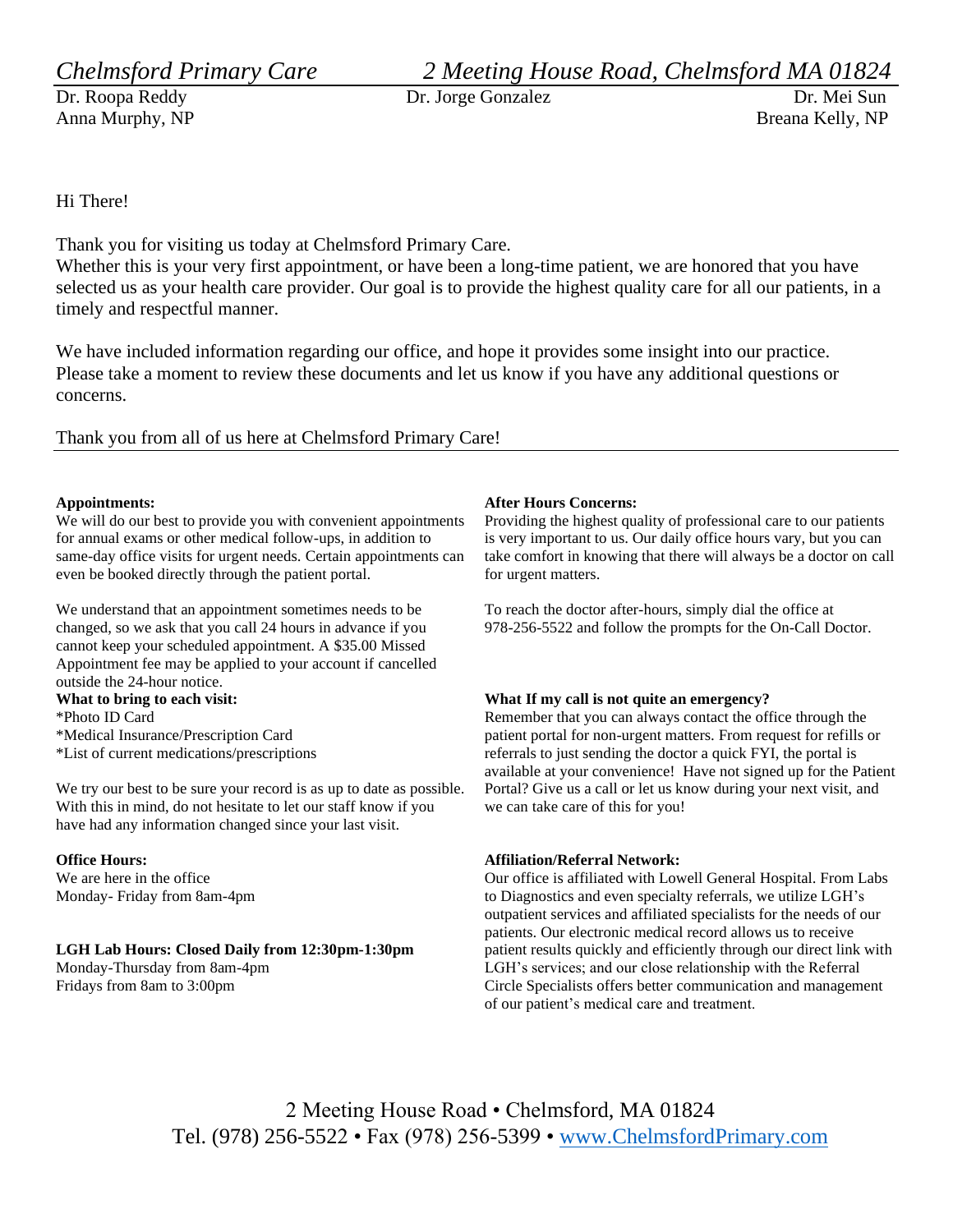*Chelmsford Primary Care* *2 Meeting House Road, Chelmsford MA 01824*

Dr. Roopa Reddy Dr. Jorge Gonzalez Dr. Mei Sun

Anna Murphy, NP Breana Kelly, NP

Hi There!

Thank you for visiting us today at Chelmsford Primary Care.

Whether this is your very first appointment, or have been a long-time patient, we are honored that you have selected us as your health care provider. Our goal is to provide the highest quality care for all our patients, in a timely and respectful manner.

We have included information regarding our office, and hope it provides some insight into our practice. Please take a moment to review these documents and let us know if you have any additional questions or concerns.

Thank you from all of us here at Chelmsford Primary Care!

**Appointments:**

We will do our best to provide you with convenient appointments for annual exams or other medical follow-ups, in addition to same-day office visits for urgent needs. Certain appointments can even be booked directly through the patient portal.

We understand that an appointment sometimes needs to be changed, so we ask that you call 24 hours in advance if you cannot keep your scheduled appointment. A $35.00 Missed Appointment fee may be applied to your account if cancelled outside the 24-hour notice.

**What to bring to each visit:**

*Photo ID Card

*Medical Insurance/Prescription Card

*List of current medications/prescriptions

We try our best to be sure your record is as up to date as possible. With this in mind, do not hesitate to let our staff know if you have had any information changed since your last visit.

**Office Hours:**

We are here in the office

Monday- Friday from 8am-4pm

**LGH Lab Hours: Closed Daily from 12:30pm-1:30pm**

Monday-Thursday from 8am-4pm

Fridays from 8am to 3:00pm

**After Hours Concerns:**

Providing the highest quality of professional care to our patients is very important to us. Our daily office hours vary, but you can take comfort in knowing that there will always be a doctor on call for urgent matters.

To reach the doctor after-hours, simply dial the office at 978-256-5522 and follow the prompts for the On-Call Doctor.

**What If my call is not quite an emergency?**

Remember that you can always contact the office through the patient portal for non-urgent matters. From request for refills or referrals to just sending the doctor a quick FYI, the portal is available at your convenience! Have not signed up for the Patient Portal? Give us a call or let us know during your next visit, and we can take care of this for you!

**Affiliation/Referral Network:**

Our office is affiliated with Lowell General Hospital. From Labs to Diagnostics and even specialty referrals, we utilize LGH's outpatient services and affiliated specialists for the needs of our patients. Our electronic medical record allows us to receive patient results quickly and efficiently through our direct link with LGH's services; and our close relationship with the Referral Circle Specialists offers better communication and management of our patient's medical care and treatment.

2 Meeting House Road • Chelmsford, MA 01824

Tel. (978) 256-5522 • Fax (978) 256-5399 • [www.ChelmsfordPrimary.com](http://www.ChelmsfordPrimary.com)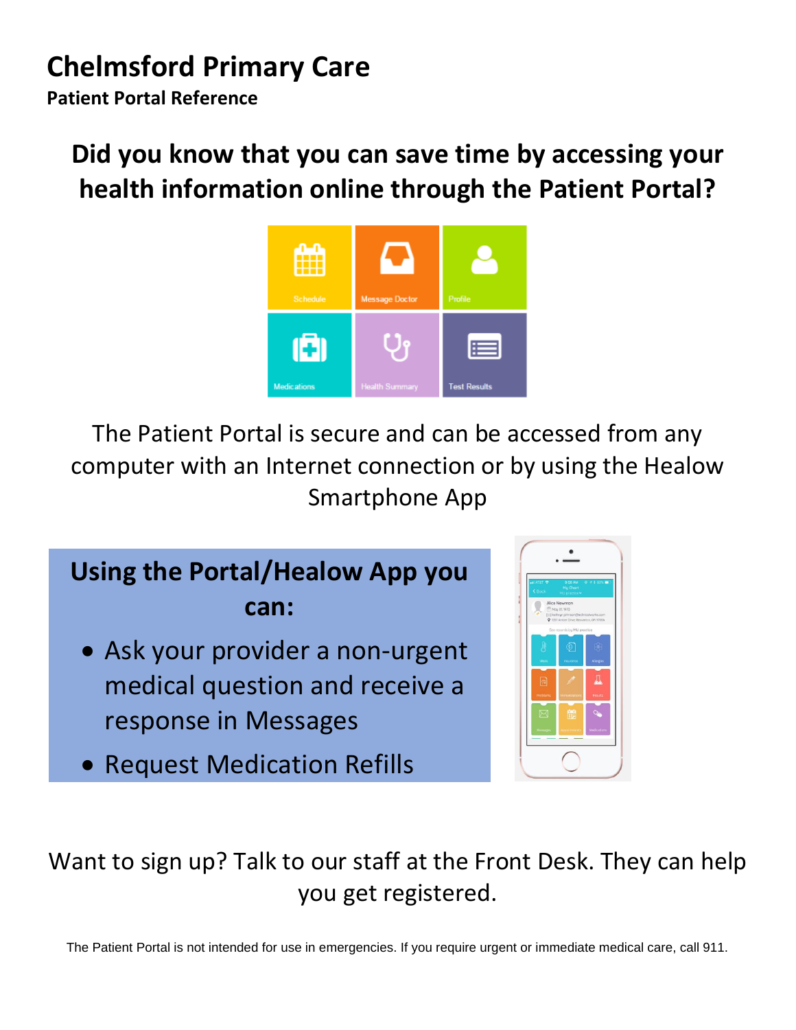# Chelmsford Primary Care

**Patient Portal Reference**

## Did you know that you can save time by accessing your health information online through the Patient Portal?

The Patient Portal is secure and can be accessed from any computer with an Internet connection or by using the Healow Smartphone App

### Using the Portal/Healow App you can:

- Ask your provider a non-urgent medical question and receive a response in Messages
- Request Medication Refills

Want to sign up? Talk to our staff at the Front Desk. They can help you get registered.

The Patient Portal is not intended for use in emergencies. If you require urgent or immediate medical care, call 911.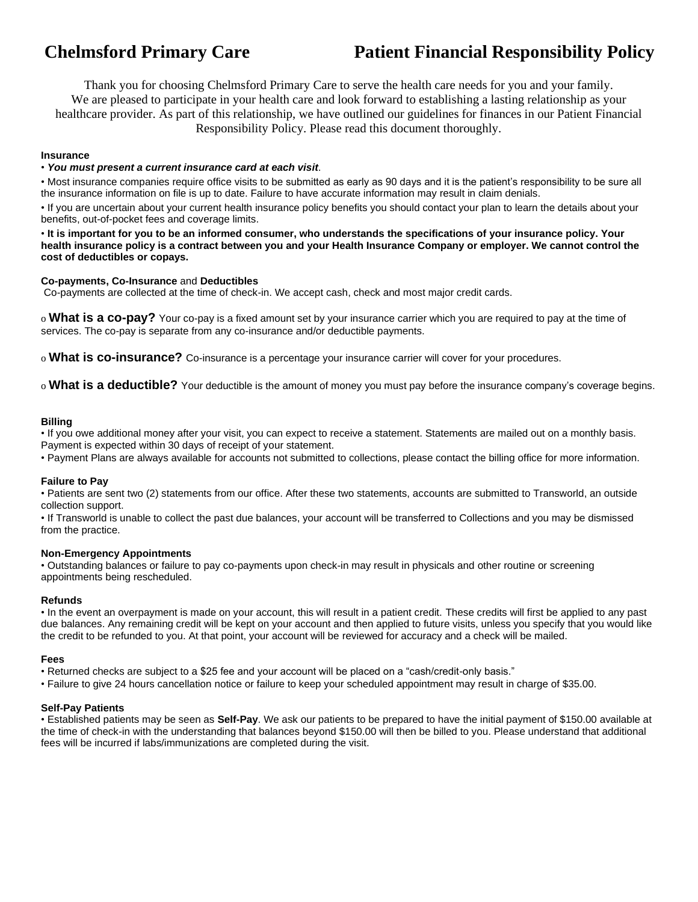# Chelmsford Primary Care — Patient Financial Responsibility Policy

Thank you for choosing Chelmsford Primary Care to serve the health care needs for you and your family. We are pleased to participate in your health care and look forward to establishing a lasting relationship as your healthcare provider. As part of this relationship, we have outlined our guidelines for finances in our Patient Financial Responsibility Policy. Please read this document thoroughly.

**Insurance**

- ***You must present a current insurance card at each visit***.
- Most insurance companies require office visits to be submitted as early as 90 days and it is the patient's responsibility to be sure all the insurance information on file is up to date. Failure to have accurate information may result in claim denials.
- If you are uncertain about your current health insurance policy benefits you should contact your plan to learn the details about your benefits, out-of-pocket fees and coverage limits.
- **It is important for you to be an informed consumer, who understands the specifications of your insurance policy. Your health insurance policy is a contract between you and your Health Insurance Company or employer. We cannot control the cost of deductibles or copays.**

**Co-payments, Co-Insurance** and **Deductibles**

Co-payments are collected at the time of check-in. We accept cash, check and most major credit cards.

- **What is a co-pay?** Your co-pay is a fixed amount set by your insurance carrier which you are required to pay at the time of services. The co-pay is separate from any co-insurance and/or deductible payments.
- **What is co-insurance?** Co-insurance is a percentage your insurance carrier will cover for your procedures.
- **What is a deductible?** Your deductible is the amount of money you must pay before the insurance company's coverage begins.

**Billing**

- If you owe additional money after your visit, you can expect to receive a statement. Statements are mailed out on a monthly basis. Payment is expected within 30 days of receipt of your statement.
- Payment Plans are always available for accounts not submitted to collections, please contact the billing office for more information.

**Failure to Pay**

- Patients are sent two (2) statements from our office. After these two statements, accounts are submitted to Transworld, an outside collection support.
- If Transworld is unable to collect the past due balances, your account will be transferred to Collections and you may be dismissed from the practice.

**Non-Emergency Appointments**

- Outstanding balances or failure to pay co-payments upon check-in may result in physicals and other routine or screening appointments being rescheduled.

**Refunds**

- In the event an overpayment is made on your account, this will result in a patient credit. These credits will first be applied to any past due balances. Any remaining credit will be kept on your account and then applied to future visits, unless you specify that you would like the credit to be refunded to you. At that point, your account will be reviewed for accuracy and a check will be mailed.

**Fees**

- Returned checks are subject to a $25 fee and your account will be placed on a "cash/credit-only basis."
- Failure to give 24 hours cancellation notice or failure to keep your scheduled appointment may result in charge of $35.00.

**Self-Pay Patients**

- Established patients may be seen as **Self-Pay**. We ask our patients to be prepared to have the initial payment of $150.00 available at the time of check-in with the understanding that balances beyond $150.00 will then be billed to you. Please understand that additional fees will be incurred if labs/immunizations are completed during the visit.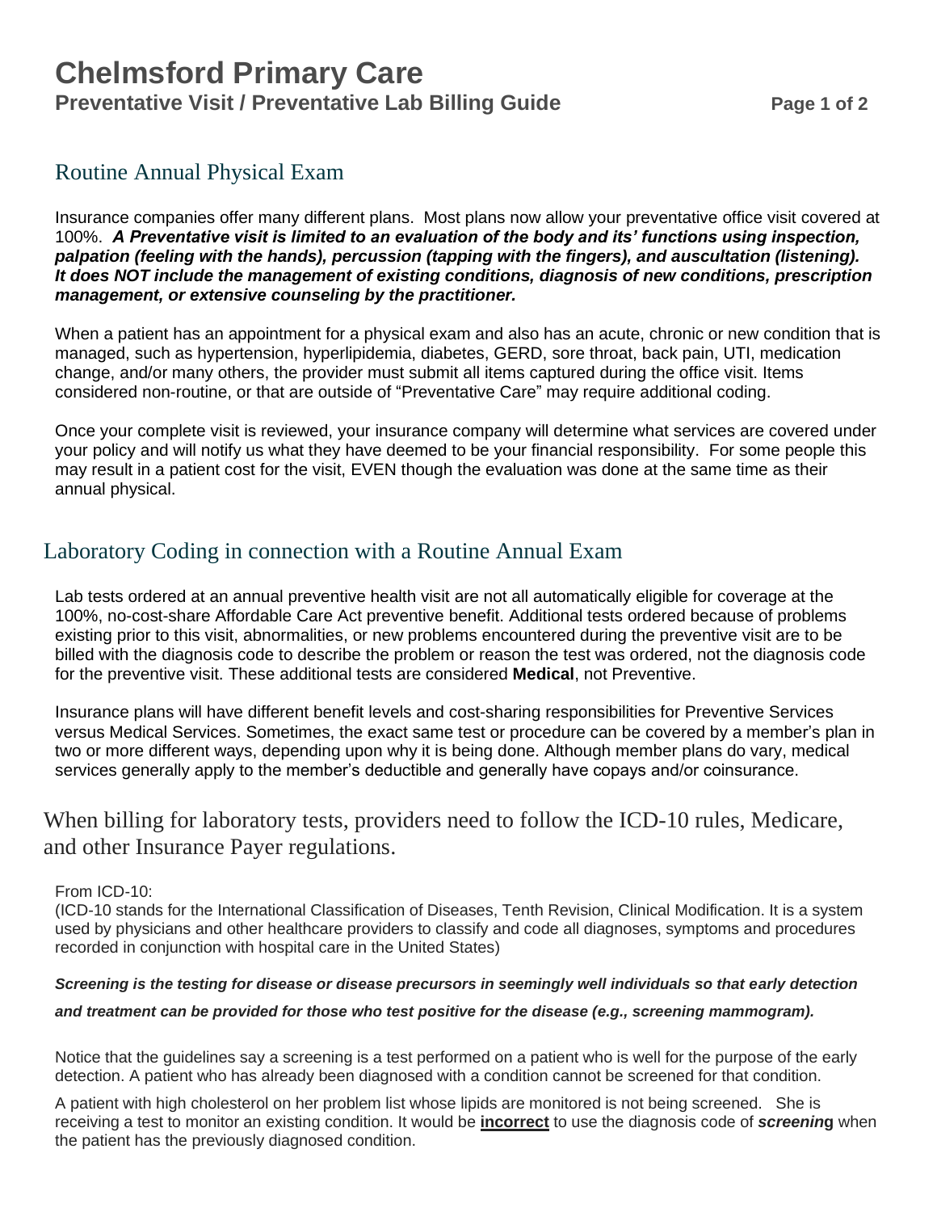# Chelmsford Primary Care

## Preventative Visit / Preventative Lab Billing Guide

## Routine Annual Physical Exam

Insurance companies offer many different plans. Most plans now allow your preventative office visit covered at 100%. ***A Preventative visit is limited to an evaluation of the body and its' functions using inspection, palpation (feeling with the hands), percussion (tapping with the fingers), and auscultation (listening). It does NOT include the management of existing conditions, diagnosis of new conditions, prescription management, or extensive counseling by the practitioner.***

When a patient has an appointment for a physical exam and also has an acute, chronic or new condition that is managed, such as hypertension, hyperlipidemia, diabetes, GERD, sore throat, back pain, UTI, medication change, and/or many others, the provider must submit all items captured during the office visit. Items considered non-routine, or that are outside of "Preventative Care" may require additional coding.

Once your complete visit is reviewed, your insurance company will determine what services are covered under your policy and will notify us what they have deemed to be your financial responsibility. For some people this may result in a patient cost for the visit, EVEN though the evaluation was done at the same time as their annual physical.

## Laboratory Coding in connection with a Routine Annual Exam

Lab tests ordered at an annual preventive health visit are not all automatically eligible for coverage at the 100%, no-cost-share Affordable Care Act preventive benefit. Additional tests ordered because of problems existing prior to this visit, abnormalities, or new problems encountered during the preventive visit are to be billed with the diagnosis code to describe the problem or reason the test was ordered, not the diagnosis code for the preventive visit. These additional tests are considered **Medical**, not Preventive.

Insurance plans will have different benefit levels and cost-sharing responsibilities for Preventive Services versus Medical Services. Sometimes, the exact same test or procedure can be covered by a member's plan in two or more different ways, depending upon why it is being done. Although member plans do vary, medical services generally apply to the member's deductible and generally have copays and/or coinsurance.

## When billing for laboratory tests, providers need to follow the ICD-10 rules, Medicare, and other Insurance Payer regulations.

From ICD-10:
(ICD-10 stands for the International Classification of Diseases, Tenth Revision, Clinical Modification. It is a system used by physicians and other healthcare providers to classify and code all diagnoses, symptoms and procedures recorded in conjunction with hospital care in the United States)

***Screening is the testing for disease or disease precursors in seemingly well individuals so that early detection and treatment can be provided for those who test positive for the disease (e.g., screening mammogram).***

Notice that the guidelines say a screening is a test performed on a patient who is well for the purpose of the early detection. A patient who has already been diagnosed with a condition cannot be screened for that condition.

A patient with high cholesterol on her problem list whose lipids are monitored is not being screened. She is receiving a test to monitor an existing condition. It would be **incorrect** to use the diagnosis code of ***screening*** when the patient has the previously diagnosed condition.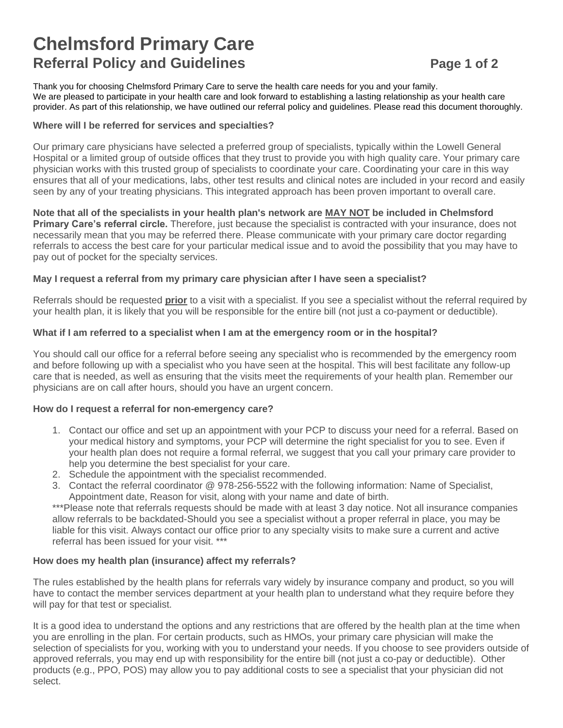# Chelmsford Primary Care

## Referral Policy and Guidelines

Thank you for choosing Chelmsford Primary Care to serve the health care needs for you and your family.
We are pleased to participate in your health care and look forward to establishing a lasting relationship as your health care provider. As part of this relationship, we have outlined our referral policy and guidelines. Please read this document thoroughly.

**Where will I be referred for services and specialties?**

Our primary care physicians have selected a preferred group of specialists, typically within the Lowell General Hospital or a limited group of outside offices that they trust to provide you with high quality care. Your primary care physician works with this trusted group of specialists to coordinate your care. Coordinating your care in this way ensures that all of your medications, labs, other test results and clinical notes are included in your record and easily seen by any of your treating physicians. This integrated approach has been proven important to overall care.

**Note that all of the specialists in your health plan's network are <u>MAY NOT</u> be included in Chelmsford Primary Care's referral circle.** Therefore, just because the specialist is contracted with your insurance, does not necessarily mean that you may be referred there. Please communicate with your primary care doctor regarding referrals to access the best care for your particular medical issue and to avoid the possibility that you may have to pay out of pocket for the specialty services.

**May I request a referral from my primary care physician after I have seen a specialist?**

Referrals should be requested **<u>prior</u>** to a visit with a specialist. If you see a specialist without the referral required by your health plan, it is likely that you will be responsible for the entire bill (not just a co-payment or deductible).

**What if I am referred to a specialist when I am at the emergency room or in the hospital?**

You should call our office for a referral before seeing any specialist who is recommended by the emergency room and before following up with a specialist who you have seen at the hospital. This will best facilitate any follow-up care that is needed, as well as ensuring that the visits meet the requirements of your health plan. Remember our physicians are on call after hours, should you have an urgent concern.

**How do I request a referral for non-emergency care?**

1. Contact our office and set up an appointment with your PCP to discuss your need for a referral. Based on your medical history and symptoms, your PCP will determine the right specialist for you to see. Even if your health plan does not require a formal referral, we suggest that you call your primary care provider to help you determine the best specialist for your care.
2. Schedule the appointment with the specialist recommended.
3. Contact the referral coordinator @ 978-256-5522 with the following information: Name of Specialist, Appointment date, Reason for visit, along with your name and date of birth.

***Please note that referrals requests should be made with at least 3 day notice. Not all insurance companies allow referrals to be backdated-Should you see a specialist without a proper referral in place, you may be liable for this visit. Always contact our office prior to any specialty visits to make sure a current and active referral has been issued for your visit. ***

**How does my health plan (insurance) affect my referrals?**

The rules established by the health plans for referrals vary widely by insurance company and product, so you will have to contact the member services department at your health plan to understand what they require before they will pay for that test or specialist.

It is a good idea to understand the options and any restrictions that are offered by the health plan at the time when you are enrolling in the plan. For certain products, such as HMOs, your primary care physician will make the selection of specialists for you, working with you to understand your needs. If you choose to see providers outside of approved referrals, you may end up with responsibility for the entire bill (not just a co-pay or deductible). Other products (e.g., PPO, POS) may allow you to pay additional costs to see a specialist that your physician did not select.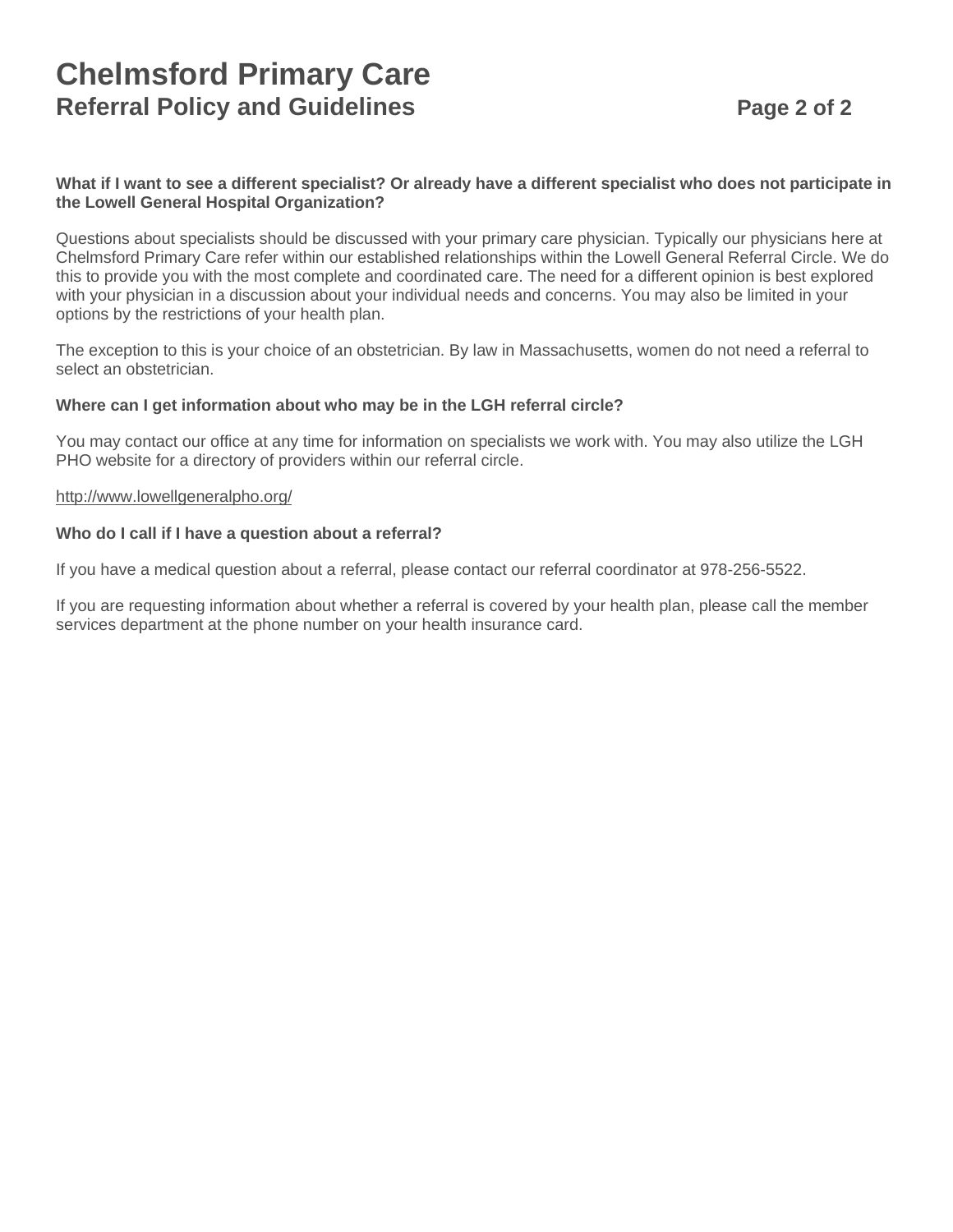# Chelmsford Primary Care
## Referral Policy and Guidelines

**What if I want to see a different specialist? Or already have a different specialist who does not participate in the Lowell General Hospital Organization?**

Questions about specialists should be discussed with your primary care physician. Typically our physicians here at Chelmsford Primary Care refer within our established relationships within the Lowell General Referral Circle. We do this to provide you with the most complete and coordinated care. The need for a different opinion is best explored with your physician in a discussion about your individual needs and concerns. You may also be limited in your options by the restrictions of your health plan.

The exception to this is your choice of an obstetrician. By law in Massachusetts, women do not need a referral to select an obstetrician.

**Where can I get information about who may be in the LGH referral circle?**

You may contact our office at any time for information on specialists we work with. You may also utilize the LGH PHO website for a directory of providers within our referral circle.

http://www.lowellgeneralpho.org/

**Who do I call if I have a question about a referral?**

If you have a medical question about a referral, please contact our referral coordinator at 978-256-5522.

If you are requesting information about whether a referral is covered by your health plan, please call the member services department at the phone number on your health insurance card.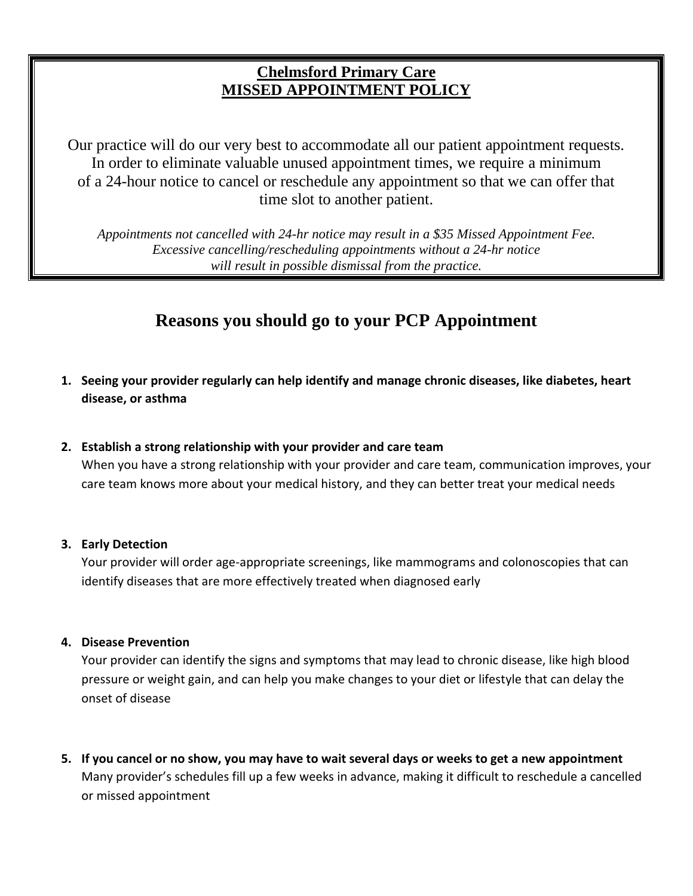## **Chelmsford Primary Care**
## **MISSED APPOINTMENT POLICY**

Our practice will do our very best to accommodate all our patient appointment requests. In order to eliminate valuable unused appointment times, we require a minimum of a 24-hour notice to cancel or reschedule any appointment so that we can offer that time slot to another patient.

*Appointments not cancelled with 24-hr notice may result in a $35 Missed Appointment Fee. Excessive cancelling/rescheduling appointments without a 24-hr notice will result in possible dismissal from the practice.*

# Reasons you should go to your PCP Appointment

1. **Seeing your provider regularly can help identify and manage chronic diseases, like diabetes, heart disease, or asthma**

2. **Establish a strong relationship with your provider and care team**
   When you have a strong relationship with your provider and care team, communication improves, your care team knows more about your medical history, and they can better treat your medical needs

3. **Early Detection**
   Your provider will order age-appropriate screenings, like mammograms and colonoscopies that can identify diseases that are more effectively treated when diagnosed early

4. **Disease Prevention**
   Your provider can identify the signs and symptoms that may lead to chronic disease, like high blood pressure or weight gain, and can help you make changes to your diet or lifestyle that can delay the onset of disease

5. **If you cancel or no show, you may have to wait several days or weeks to get a new appointment**
   Many provider's schedules fill up a few weeks in advance, making it difficult to reschedule a cancelled or missed appointment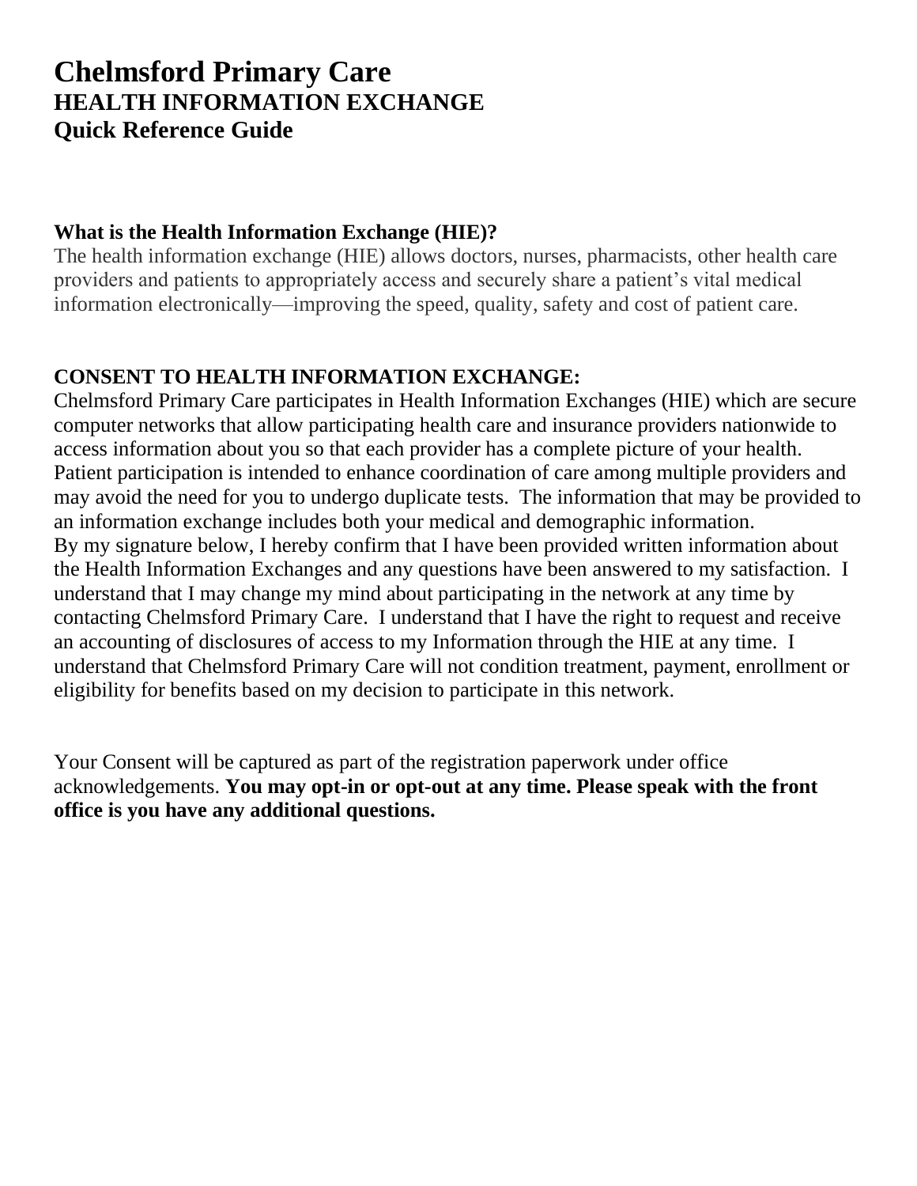# Chelmsford Primary Care
## HEALTH INFORMATION EXCHANGE
## Quick Reference Guide

**What is the Health Information Exchange (HIE)?**
The health information exchange (HIE) allows doctors, nurses, pharmacists, other health care providers and patients to appropriately access and securely share a patient's vital medical information electronically—improving the speed, quality, safety and cost of patient care.

**CONSENT TO HEALTH INFORMATION EXCHANGE:**
Chelmsford Primary Care participates in Health Information Exchanges (HIE) which are secure computer networks that allow participating health care and insurance providers nationwide to access information about you so that each provider has a complete picture of your health. Patient participation is intended to enhance coordination of care among multiple providers and may avoid the need for you to undergo duplicate tests. The information that may be provided to an information exchange includes both your medical and demographic information.
By my signature below, I hereby confirm that I have been provided written information about the Health Information Exchanges and any questions have been answered to my satisfaction. I understand that I may change my mind about participating in the network at any time by contacting Chelmsford Primary Care. I understand that I have the right to request and receive an accounting of disclosures of access to my Information through the HIE at any time. I understand that Chelmsford Primary Care will not condition treatment, payment, enrollment or eligibility for benefits based on my decision to participate in this network.

Your Consent will be captured as part of the registration paperwork under office acknowledgements. **You may opt-in or opt-out at any time. Please speak with the front office is you have any additional questions.**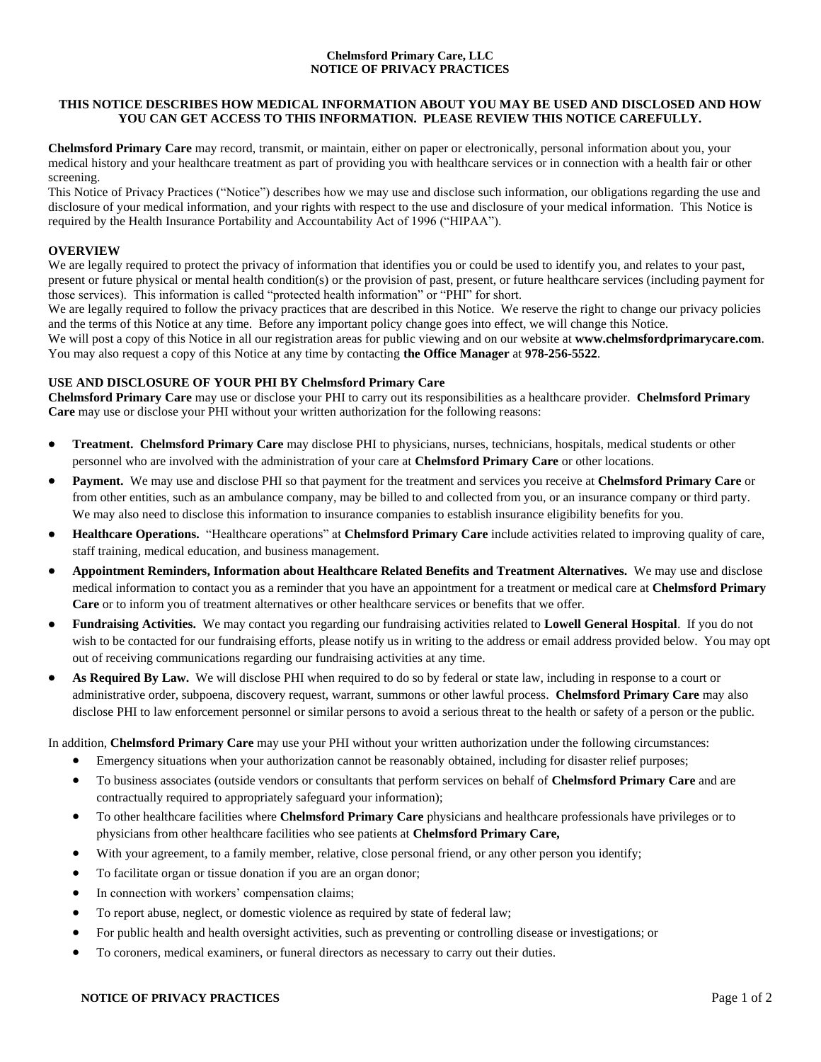**Chelmsford Primary Care, LLC**
**NOTICE OF PRIVACY PRACTICES**

**THIS NOTICE DESCRIBES HOW MEDICAL INFORMATION ABOUT YOU MAY BE USED AND DISCLOSED AND HOW YOU CAN GET ACCESS TO THIS INFORMATION. PLEASE REVIEW THIS NOTICE CAREFULLY.**

**Chelmsford Primary Care** may record, transmit, or maintain, either on paper or electronically, personal information about you, your medical history and your healthcare treatment as part of providing you with healthcare services or in connection with a health fair or other screening.

This Notice of Privacy Practices ("Notice") describes how we may use and disclose such information, our obligations regarding the use and disclosure of your medical information, and your rights with respect to the use and disclosure of your medical information. This Notice is required by the Health Insurance Portability and Accountability Act of 1996 ("HIPAA").

## OVERVIEW

We are legally required to protect the privacy of information that identifies you or could be used to identify you, and relates to your past, present or future physical or mental health condition(s) or the provision of past, present, or future healthcare services (including payment for those services). This information is called "protected health information" or "PHI" for short.

We are legally required to follow the privacy practices that are described in this Notice. We reserve the right to change our privacy policies and the terms of this Notice at any time. Before any important policy change goes into effect, we will change this Notice.

We will post a copy of this Notice in all our registration areas for public viewing and on our website at **www.chelmsfordprimarycare.com**. You may also request a copy of this Notice at any time by contacting **the Office Manager** at **978-256-5522**.

## USE AND DISCLOSURE OF YOUR PHI BY Chelmsford Primary Care

**Chelmsford Primary Care** may use or disclose your PHI to carry out its responsibilities as a healthcare provider. **Chelmsford Primary Care** may use or disclose your PHI without your written authorization for the following reasons:

- **Treatment. Chelmsford Primary Care** may disclose PHI to physicians, nurses, technicians, hospitals, medical students or other personnel who are involved with the administration of your care at **Chelmsford Primary Care** or other locations.
- **Payment.** We may use and disclose PHI so that payment for the treatment and services you receive at **Chelmsford Primary Care** or from other entities, such as an ambulance company, may be billed to and collected from you, or an insurance company or third party. We may also need to disclose this information to insurance companies to establish insurance eligibility benefits for you.
- **Healthcare Operations.** "Healthcare operations" at **Chelmsford Primary Care** include activities related to improving quality of care, staff training, medical education, and business management.
- **Appointment Reminders, Information about Healthcare Related Benefits and Treatment Alternatives.** We may use and disclose medical information to contact you as a reminder that you have an appointment for a treatment or medical care at **Chelmsford Primary Care** or to inform you of treatment alternatives or other healthcare services or benefits that we offer.
- **Fundraising Activities.** We may contact you regarding our fundraising activities related to **Lowell General Hospital**. If you do not wish to be contacted for our fundraising efforts, please notify us in writing to the address or email address provided below. You may opt out of receiving communications regarding our fundraising activities at any time.
- **As Required By Law.** We will disclose PHI when required to do so by federal or state law, including in response to a court or administrative order, subpoena, discovery request, warrant, summons or other lawful process. **Chelmsford Primary Care** may also disclose PHI to law enforcement personnel or similar persons to avoid a serious threat to the health or safety of a person or the public.

In addition, **Chelmsford Primary Care** may use your PHI without your written authorization under the following circumstances:

- Emergency situations when your authorization cannot be reasonably obtained, including for disaster relief purposes;
- To business associates (outside vendors or consultants that perform services on behalf of **Chelmsford Primary Care** and are contractually required to appropriately safeguard your information);
- To other healthcare facilities where **Chelmsford Primary Care** physicians and healthcare professionals have privileges or to physicians from other healthcare facilities who see patients at **Chelmsford Primary Care,**
- With your agreement, to a family member, relative, close personal friend, or any other person you identify;
- To facilitate organ or tissue donation if you are an organ donor;
- In connection with workers' compensation claims;
- To report abuse, neglect, or domestic violence as required by state of federal law;
- For public health and health oversight activities, such as preventing or controlling disease or investigations; or
- To coroners, medical examiners, or funeral directors as necessary to carry out their duties.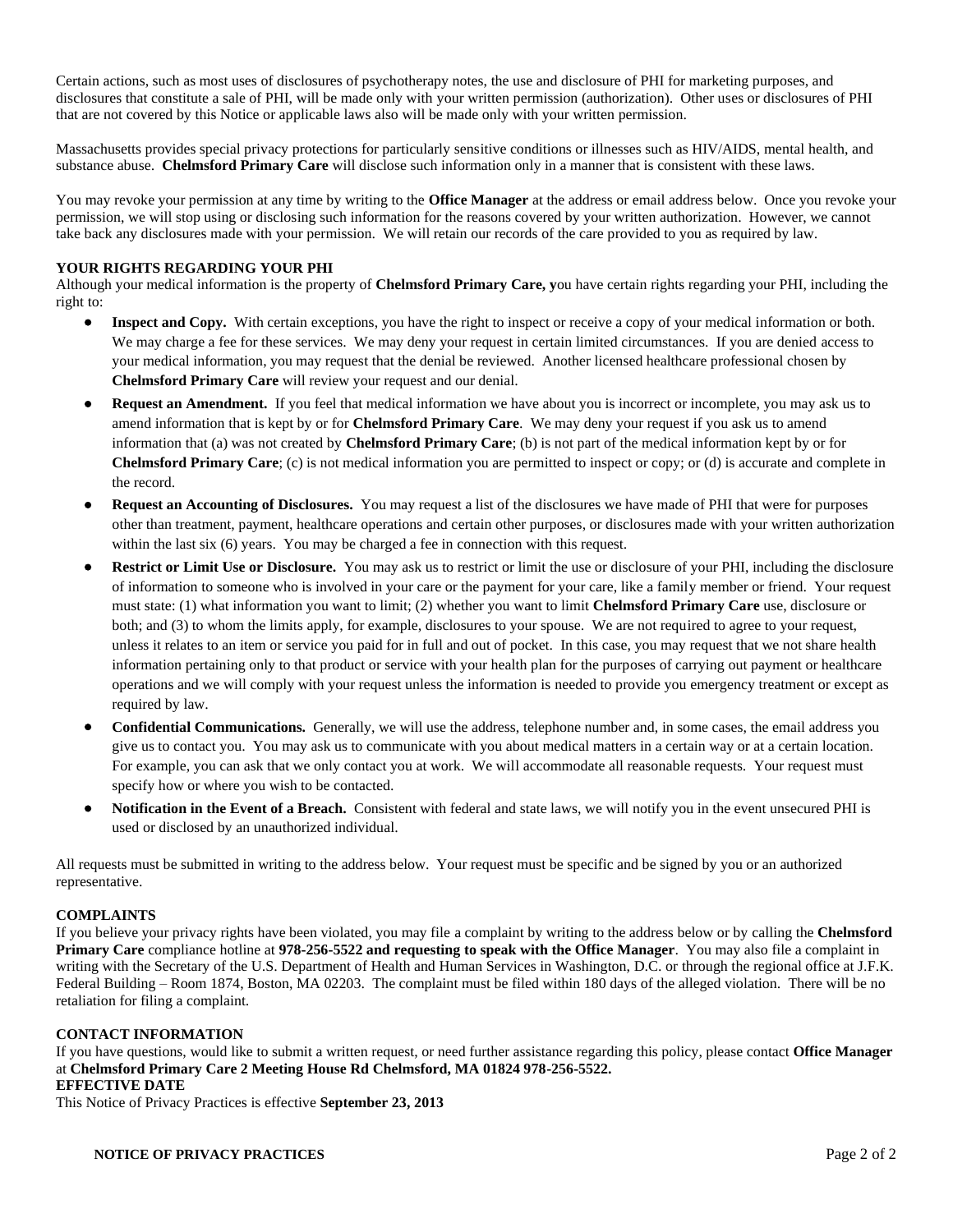Certain actions, such as most uses of disclosures of psychotherapy notes, the use and disclosure of PHI for marketing purposes, and disclosures that constitute a sale of PHI, will be made only with your written permission (authorization). Other uses or disclosures of PHI that are not covered by this Notice or applicable laws also will be made only with your written permission.

Massachusetts provides special privacy protections for particularly sensitive conditions or illnesses such as HIV/AIDS, mental health, and substance abuse. **Chelmsford Primary Care** will disclose such information only in a manner that is consistent with these laws.

You may revoke your permission at any time by writing to the **Office Manager** at the address or email address below. Once you revoke your permission, we will stop using or disclosing such information for the reasons covered by your written authorization. However, we cannot take back any disclosures made with your permission. We will retain our records of the care provided to you as required by law.

**YOUR RIGHTS REGARDING YOUR PHI**

Although your medical information is the property of **Chelmsford Primary Care, y**ou have certain rights regarding your PHI, including the right to:

- **Inspect and Copy.** With certain exceptions, you have the right to inspect or receive a copy of your medical information or both. We may charge a fee for these services. We may deny your request in certain limited circumstances. If you are denied access to your medical information, you may request that the denial be reviewed. Another licensed healthcare professional chosen by **Chelmsford Primary Care** will review your request and our denial.
- **Request an Amendment.** If you feel that medical information we have about you is incorrect or incomplete, you may ask us to amend information that is kept by or for **Chelmsford Primary Care**. We may deny your request if you ask us to amend information that (a) was not created by **Chelmsford Primary Care**; (b) is not part of the medical information kept by or for **Chelmsford Primary Care**; (c) is not medical information you are permitted to inspect or copy; or (d) is accurate and complete in the record.
- **Request an Accounting of Disclosures.** You may request a list of the disclosures we have made of PHI that were for purposes other than treatment, payment, healthcare operations and certain other purposes, or disclosures made with your written authorization within the last six (6) years. You may be charged a fee in connection with this request.
- **Restrict or Limit Use or Disclosure.** You may ask us to restrict or limit the use or disclosure of your PHI, including the disclosure of information to someone who is involved in your care or the payment for your care, like a family member or friend. Your request must state: (1) what information you want to limit; (2) whether you want to limit **Chelmsford Primary Care** use, disclosure or both; and (3) to whom the limits apply, for example, disclosures to your spouse. We are not required to agree to your request, unless it relates to an item or service you paid for in full and out of pocket. In this case, you may request that we not share health information pertaining only to that product or service with your health plan for the purposes of carrying out payment or healthcare operations and we will comply with your request unless the information is needed to provide you emergency treatment or except as required by law.
- **Confidential Communications.** Generally, we will use the address, telephone number and, in some cases, the email address you give us to contact you. You may ask us to communicate with you about medical matters in a certain way or at a certain location. For example, you can ask that we only contact you at work. We will accommodate all reasonable requests. Your request must specify how or where you wish to be contacted.
- **Notification in the Event of a Breach.** Consistent with federal and state laws, we will notify you in the event unsecured PHI is used or disclosed by an unauthorized individual.

All requests must be submitted in writing to the address below. Your request must be specific and be signed by you or an authorized representative.

**COMPLAINTS**

If you believe your privacy rights have been violated, you may file a complaint by writing to the address below or by calling the **Chelmsford Primary Care** compliance hotline at **978-256-5522 and requesting to speak with the Office Manager**. You may also file a complaint in writing with the Secretary of the U.S. Department of Health and Human Services in Washington, D.C. or through the regional office at J.F.K. Federal Building – Room 1874, Boston, MA 02203. The complaint must be filed within 180 days of the alleged violation. There will be no retaliation for filing a complaint.

**CONTACT INFORMATION**

If you have questions, would like to submit a written request, or need further assistance regarding this policy, please contact **Office Manager** at **Chelmsford Primary Care 2 Meeting House Rd Chelmsford, MA 01824 978-256-5522.**

**EFFECTIVE DATE**

This Notice of Privacy Practices is effective **September 23, 2013**